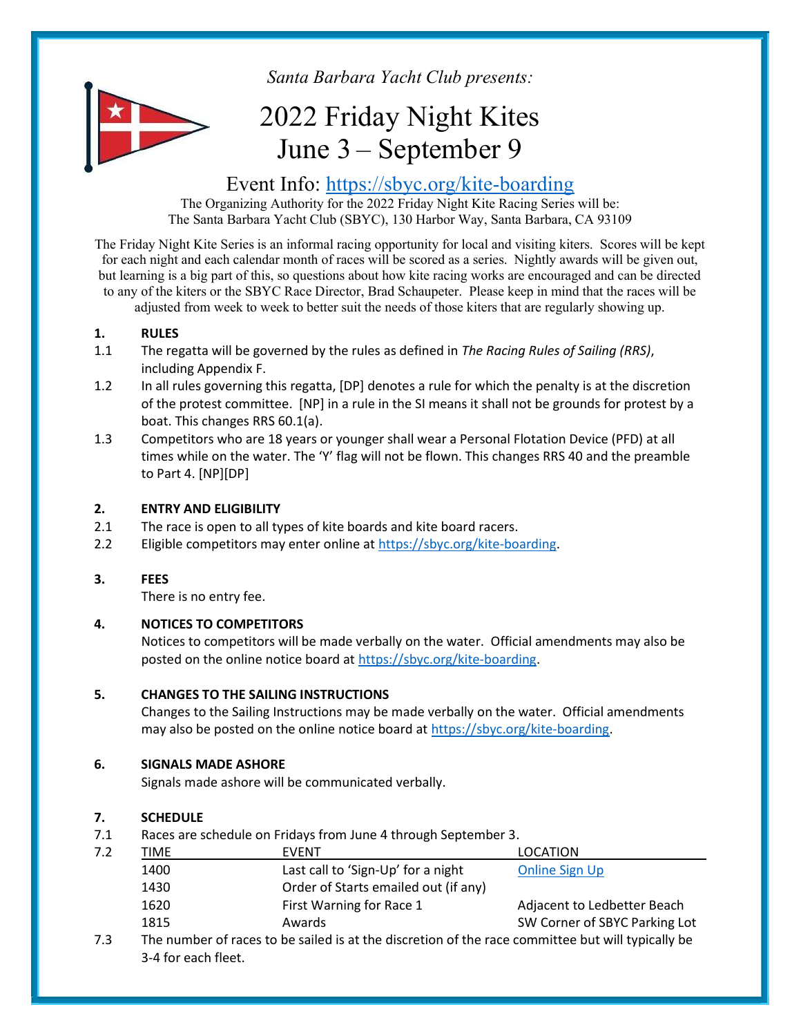*Santa Barbara Yacht Club presents:*

# 2022 Friday Night Kites
# June 3 – September 9

## Event Info: [https://sbyc.org/kite-boarding](https://sbyc.org/kite-boarding)

The Organizing Authority for the 2022 Friday Night Kite Racing Series will be:
The Santa Barbara Yacht Club (SBYC), 130 Harbor Way, Santa Barbara, CA 93109

The Friday Night Kite Series is an informal racing opportunity for local and visiting kiters. Scores will be kept for each night and each calendar month of races will be scored as a series. Nightly awards will be given out, but learning is a big part of this, so questions about how kite racing works are encouraged and can be directed to any of the kiters or the SBYC Race Director, Brad Schaupeter. Please keep in mind that the races will be adjusted from week to week to better suit the needs of those kiters that are regularly showing up.

**1. RULES**

1.1 The regatta will be governed by the rules as defined in *The Racing Rules of Sailing (RRS)*, including Appendix F.

1.2 In all rules governing this regatta, [DP] denotes a rule for which the penalty is at the discretion of the protest committee. [NP] in a rule in the SI means it shall not be grounds for protest by a boat. This changes RRS 60.1(a).

1.3 Competitors who are 18 years or younger shall wear a Personal Flotation Device (PFD) at all times while on the water. The 'Y' flag will not be flown. This changes RRS 40 and the preamble to Part 4. [NP][DP]

**2. ENTRY AND ELIGIBILITY**

2.1 The race is open to all types of kite boards and kite board racers.

2.2 Eligible competitors may enter online at [https://sbyc.org/kite-boarding](https://sbyc.org/kite-boarding).

**3. FEES**

There is no entry fee.

**4. NOTICES TO COMPETITORS**

Notices to competitors will be made verbally on the water. Official amendments may also be posted on the online notice board at [https://sbyc.org/kite-boarding](https://sbyc.org/kite-boarding).

**5. CHANGES TO THE SAILING INSTRUCTIONS**

Changes to the Sailing Instructions may be made verbally on the water. Official amendments may also be posted on the online notice board at [https://sbyc.org/kite-boarding](https://sbyc.org/kite-boarding).

**6. SIGNALS MADE ASHORE**

Signals made ashore will be communicated verbally.

**7. SCHEDULE**

7.1 Races are schedule on Fridays from June 4 through September 3.

7.2

| TIME | EVENT | LOCATION |
|---|---|---|
| 1400 | Last call to 'Sign-Up' for a night | Online Sign Up |
| 1430 | Order of Starts emailed out (if any) | |
| 1620 | First Warning for Race 1 | Adjacent to Ledbetter Beach |
| 1815 | Awards | SW Corner of SBYC Parking Lot |

7.3 The number of races to be sailed is at the discretion of the race committee but will typically be 3-4 for each fleet.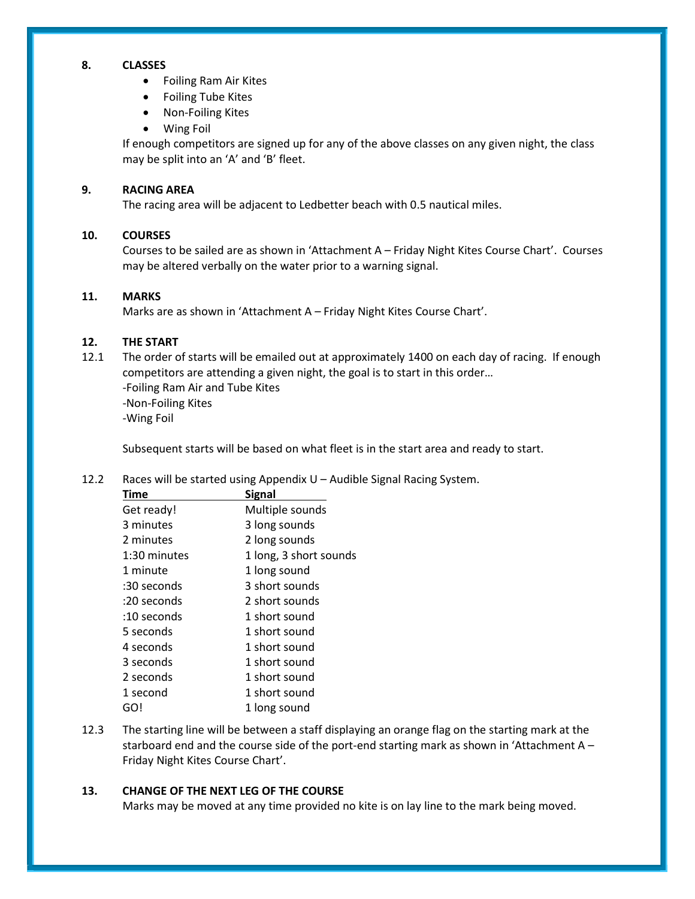## 8. CLASSES

- Foiling Ram Air Kites
- Foiling Tube Kites
- Non-Foiling Kites
- Wing Foil

If enough competitors are signed up for any of the above classes on any given night, the class may be split into an 'A' and 'B' fleet.

## 9. RACING AREA

The racing area will be adjacent to Ledbetter beach with 0.5 nautical miles.

## 10. COURSES

Courses to be sailed are as shown in 'Attachment A – Friday Night Kites Course Chart'. Courses may be altered verbally on the water prior to a warning signal.

## 11. MARKS

Marks are as shown in 'Attachment A – Friday Night Kites Course Chart'.

## 12. THE START

12.1 The order of starts will be emailed out at approximately 1400 on each day of racing. If enough competitors are attending a given night, the goal is to start in this order…
-Foiling Ram Air and Tube Kites
-Non-Foiling Kites
-Wing Foil

Subsequent starts will be based on what fleet is in the start area and ready to start.

12.2 Races will be started using Appendix U – Audible Signal Racing System.

| Time | Signal |
|---|---|
| Get ready! | Multiple sounds |
| 3 minutes | 3 long sounds |
| 2 minutes | 2 long sounds |
| 1:30 minutes | 1 long, 3 short sounds |
| 1 minute | 1 long sound |
| :30 seconds | 3 short sounds |
| :20 seconds | 2 short sounds |
| :10 seconds | 1 short sound |
| 5 seconds | 1 short sound |
| 4 seconds | 1 short sound |
| 3 seconds | 1 short sound |
| 2 seconds | 1 short sound |
| 1 second | 1 short sound |
| GO! | 1 long sound |

12.3 The starting line will be between a staff displaying an orange flag on the starting mark at the starboard end and the course side of the port-end starting mark as shown in 'Attachment A – Friday Night Kites Course Chart'.

## 13. CHANGE OF THE NEXT LEG OF THE COURSE

Marks may be moved at any time provided no kite is on lay line to the mark being moved.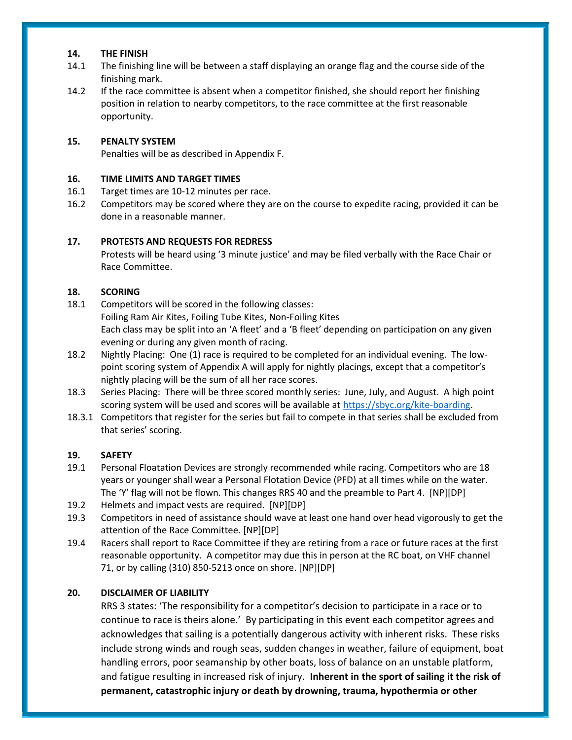## 14. THE FINISH

14.1 The finishing line will be between a staff displaying an orange flag and the course side of the finishing mark.

14.2 If the race committee is absent when a competitor finished, she should report her finishing position in relation to nearby competitors, to the race committee at the first reasonable opportunity.

## 15. PENALTY SYSTEM

Penalties will be as described in Appendix F.

## 16. TIME LIMITS AND TARGET TIMES

16.1 Target times are 10-12 minutes per race.

16.2 Competitors may be scored where they are on the course to expedite racing, provided it can be done in a reasonable manner.

## 17. PROTESTS AND REQUESTS FOR REDRESS

Protests will be heard using '3 minute justice' and may be filed verbally with the Race Chair or Race Committee.

## 18. SCORING

18.1 Competitors will be scored in the following classes:
Foiling Ram Air Kites, Foiling Tube Kites, Non-Foiling Kites
Each class may be split into an 'A fleet' and a 'B fleet' depending on participation on any given evening or during any given month of racing.

18.2 Nightly Placing: One (1) race is required to be completed for an individual evening. The low-point scoring system of Appendix A will apply for nightly placings, except that a competitor's nightly placing will be the sum of all her race scores.

18.3 Series Placing: There will be three scored monthly series: June, July, and August. A high point scoring system will be used and scores will be available at [https://sbyc.org/kite-boarding](https://sbyc.org/kite-boarding).

18.3.1 Competitors that register for the series but fail to compete in that series shall be excluded from that series' scoring.

## 19. SAFETY

19.1 Personal Floatation Devices are strongly recommended while racing. Competitors who are 18 years or younger shall wear a Personal Flotation Device (PFD) at all times while on the water. The 'Y' flag will not be flown. This changes RRS 40 and the preamble to Part 4. [NP][DP]

19.2 Helmets and impact vests are required. [NP][DP]

19.3 Competitors in need of assistance should wave at least one hand over head vigorously to get the attention of the Race Committee. [NP][DP]

19.4 Racers shall report to Race Committee if they are retiring from a race or future races at the first reasonable opportunity. A competitor may due this in person at the RC boat, on VHF channel 71, or by calling (310) 850-5213 once on shore. [NP][DP]

## 20. DISCLAIMER OF LIABILITY

RRS 3 states: 'The responsibility for a competitor's decision to participate in a race or to continue to race is theirs alone.' By participating in this event each competitor agrees and acknowledges that sailing is a potentially dangerous activity with inherent risks. These risks include strong winds and rough seas, sudden changes in weather, failure of equipment, boat handling errors, poor seamanship by other boats, loss of balance on an unstable platform, and fatigue resulting in increased risk of injury. **Inherent in the sport of sailing it the risk of permanent, catastrophic injury or death by drowning, trauma, hypothermia or other**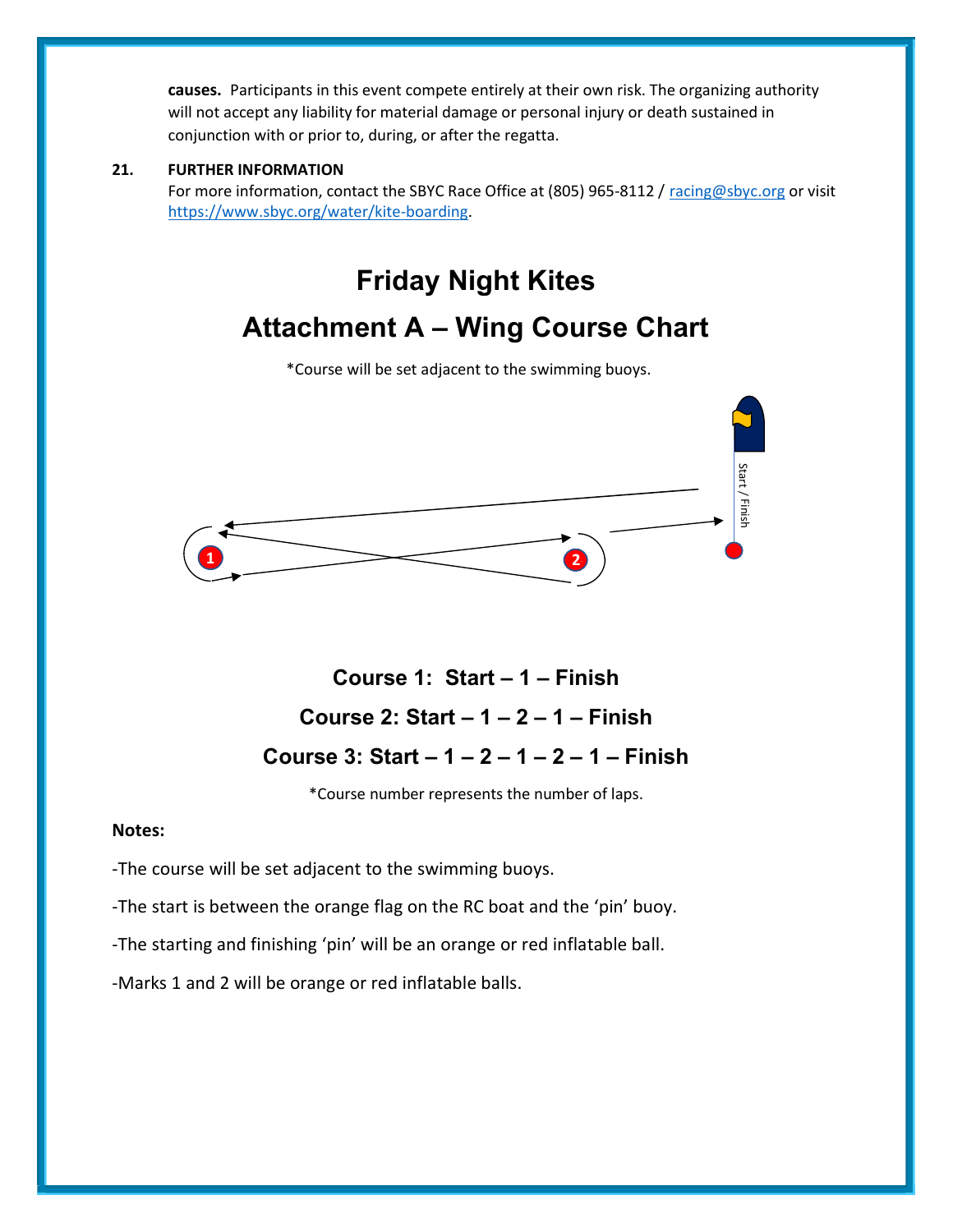**causes.** Participants in this event compete entirely at their own risk. The organizing authority will not accept any liability for material damage or personal injury or death sustained in conjunction with or prior to, during, or after the regatta.

**21. FURTHER INFORMATION**

For more information, contact the SBYC Race Office at (805) 965-8112 / racing@sbyc.org or visit https://www.sbyc.org/water/kite-boarding.

# Friday Night Kites

## Attachment A – Wing Course Chart

*Course will be set adjacent to the swimming buoys.

Start / Finish

1

2

### Course 1: Start – 1 – Finish

### Course 2: Start – 1 – 2 – 1 – Finish

### Course 3: Start – 1 – 2 – 1 – 2 – 1 – Finish

*Course number represents the number of laps.

**Notes:**

-The course will be set adjacent to the swimming buoys.

-The start is between the orange flag on the RC boat and the 'pin' buoy.

-The starting and finishing 'pin' will be an orange or red inflatable ball.

-Marks 1 and 2 will be orange or red inflatable balls.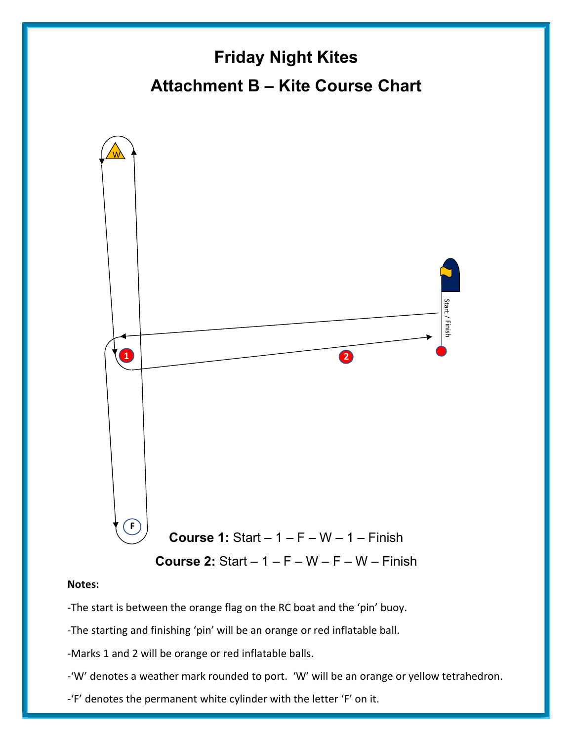# Friday Night Kites

## Attachment B – Kite Course Chart

W

1

2

F

Start / Finish

**Course 1:** Start – 1 – F – W – 1 – Finish

**Course 2:** Start – 1 – F – W – F – W – Finish

**Notes:**

-The start is between the orange flag on the RC boat and the 'pin' buoy.

-The starting and finishing 'pin' will be an orange or red inflatable ball.

-Marks 1 and 2 will be orange or red inflatable balls.

-'W' denotes a weather mark rounded to port. 'W' will be an orange or yellow tetrahedron.

-'F' denotes the permanent white cylinder with the letter 'F' on it.